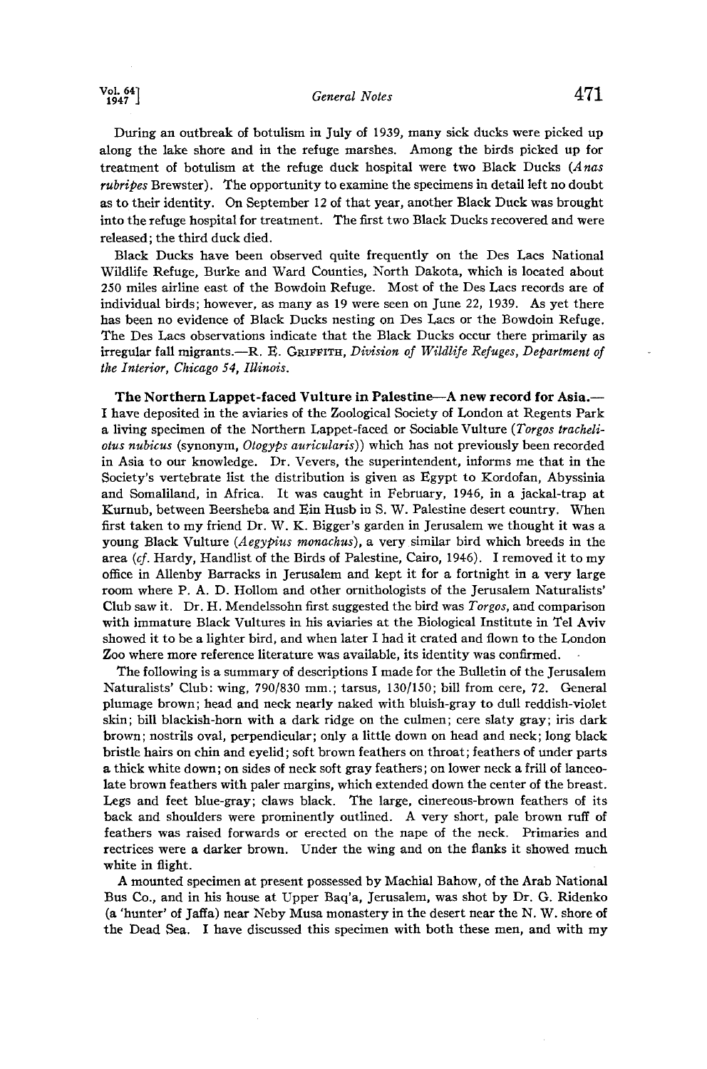During an outbreak of botulism in July of 1939, many sick ducks were picked up along the lake shore and in the refuge marshes. Among the birds picked up for treatment of botulism at the refuge duck hospital were two Black Ducks (*Anas rubripes* Brewster). The opportunity to examine the specimens in detail left no doubt as to their identity. On September 12 of that year, another Black Duck was brought into the refuge hospital for treatment. The first two Black Ducks recovered and were released; the third duck died.

Black Ducks have been observed quite frequently on the Des Lacs National Wildlife Refuge, Burke and Ward Counties, North Dakota, which is located about 250 miles airline east of the Bowdoin Refuge. Most of the Des Lacs records are of individual birds; however, as many as 19 were seen on June 22, 1939. As yet there has been no evidence of Black Ducks nesting on Des Lacs or the Bowdoin Refuge. The Des Lacs observations indicate that the Black Ducks occur there primarily as irregular fall migrants.—R. E. Griffith, *Division of Wildlife Refuges, Department of the Interior, Chicago 54, Illinois.*

**The Northern Lappet-faced Vulture in Palestine—A new record for Asia.**— I have deposited in the aviaries of the Zoological Society of London at Regents Park a living specimen of the Northern Lappet-faced or Sociable Vulture (*Torgos tracheliotus nubicus* (synonym, *Otogyps auricularis*)) which has not previously been recorded in Asia to our knowledge. Dr. Vevers, the superintendent, informs me that in the Society's vertebrate list the distribution is given as Egypt to Kordofan, Abyssinia and Somaliland, in Africa. It was caught in February, 1946, in a jackal-trap at Kurnub, between Beersheba and Ein Husb in S. W. Palestine desert country. When first taken to my friend Dr. W. K. Bigger's garden in Jerusalem we thought it was a young Black Vulture (*Aegypius monachus*), a very similar bird which breeds in the area (*cf.* Hardy, Handlist of the Birds of Palestine, Cairo, 1946). I removed it to my office in Allenby Barracks in Jerusalem and kept it for a fortnight in a very large room where P. A. D. Hollom and other ornithologists of the Jerusalem Naturalists' Club saw it. Dr. H. Mendelssohn first suggested the bird was *Torgos*, and comparison with immature Black Vultures in his aviaries at the Biological Institute in Tel Aviv showed it to be a lighter bird, and when later I had it crated and flown to the London Zoo where more reference literature was available, its identity was confirmed.

The following is a summary of descriptions I made for the Bulletin of the Jerusalem Naturalists' Club: wing, 790/830 mm.; tarsus, 130/150; bill from cere, 72. General plumage brown; head and neck nearly naked with bluish-gray to dull reddish-violet skin; bill blackish-horn with a dark ridge on the culmen; cere slaty gray; iris dark brown; nostrils oval, perpendicular; only a little down on head and neck; long black bristle hairs on chin and eyelid; soft brown feathers on throat; feathers of under parts a thick white down; on sides of neck soft gray feathers; on lower neck a frill of lanceolate brown feathers with paler margins, which extended down the center of the breast. Legs and feet blue-gray; claws black. The large, cinereous-brown feathers of its back and shoulders were prominently outlined. A very short, pale brown ruff of feathers was raised forwards or erected on the nape of the neck. Primaries and rectrices were a darker brown. Under the wing and on the flanks it showed much white in flight.

A mounted specimen at present possessed by Machial Bahow, of the Arab National Bus Co., and in his house at Upper Baq'a, Jerusalem, was shot by Dr. G. Ridenko (a 'hunter' of Jaffa) near Neby Musa monastery in the desert near the N. W. shore of the Dead Sea. I have discussed this specimen with both these men, and with my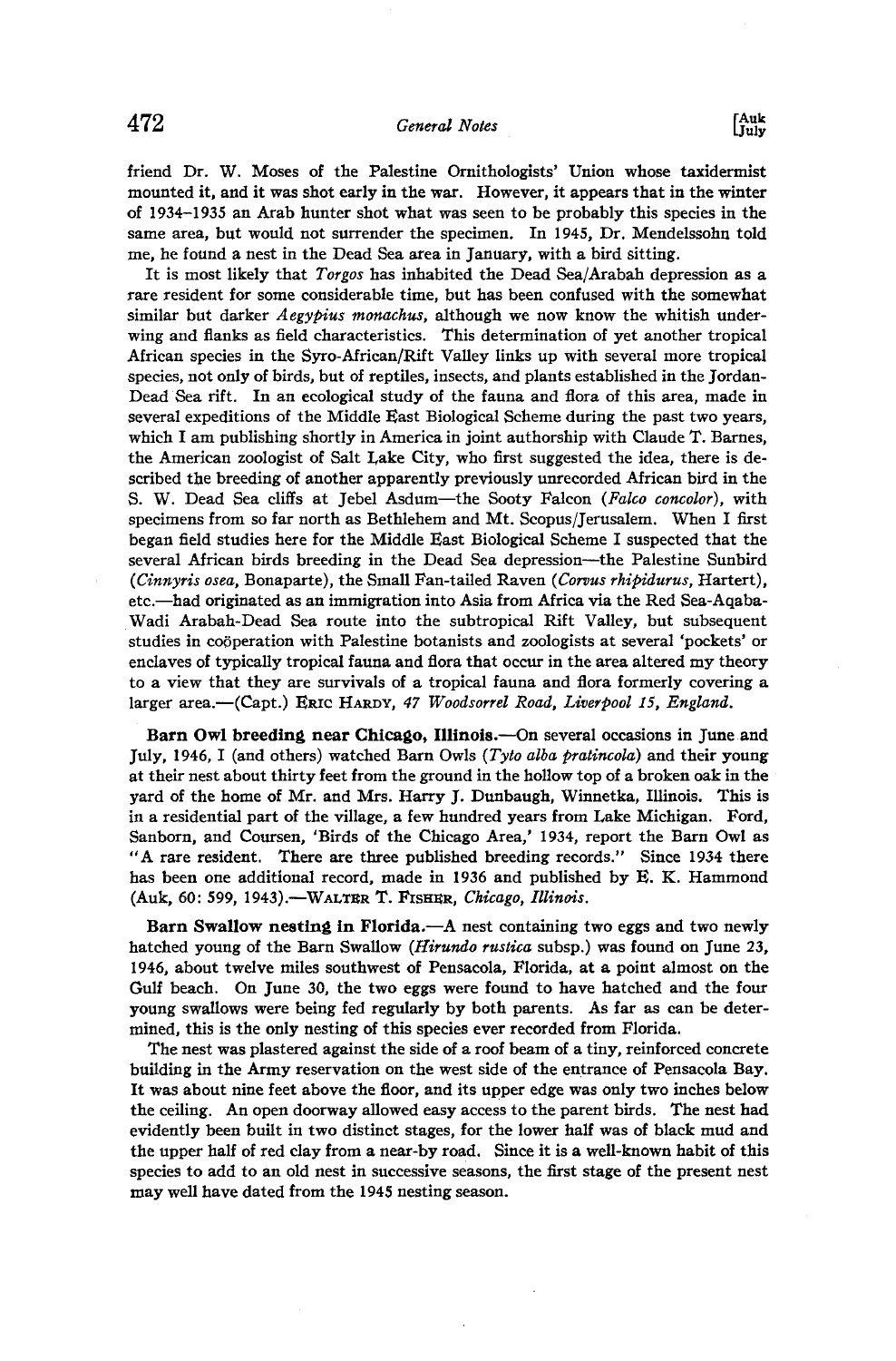friend Dr. W. Moses of the Palestine Ornithologists' Union whose taxidermist mounted it, and it was shot early in the war. However, it appears that in the winter of 1934–1935 an Arab hunter shot what was seen to be probably this species in the same area, but would not surrender the specimen. In 1945, Dr. Mendelssohn told me, he found a nest in the Dead Sea area in January, with a bird sitting.

It is most likely that *Torgos* has inhabited the Dead Sea/Arabah depression as a rare resident for some considerable time, but has been confused with the somewhat similar but darker *Aegypius monachus*, although we now know the whitish underwing and flanks as field characteristics. This determination of yet another tropical African species in the Syro-African/Rift Valley links up with several more tropical species, not only of birds, but of reptiles, insects, and plants established in the Jordan-Dead Sea rift. In an ecological study of the fauna and flora of this area, made in several expeditions of the Middle East Biological Scheme during the past two years, which I am publishing shortly in America in joint authorship with Claude T. Barnes, the American zoologist of Salt Lake City, who first suggested the idea, there is described the breeding of another apparently previously unrecorded African bird in the S. W. Dead Sea cliffs at Jebel Asdum—the Sooty Falcon (*Falco concolor*), with specimens from so far north as Bethlehem and Mt. Scopus/Jerusalem. When I first began field studies here for the Middle East Biological Scheme I suspected that the several African birds breeding in the Dead Sea depression—the Palestine Sunbird (*Cinnyris osea*, Bonaparte), the Small Fan-tailed Raven (*Corvus rhipidurus*, Hartert), etc.—had originated as an immigration into Asia from Africa via the Red Sea-Aqaba-Wadi Arabah-Dead Sea route into the subtropical Rift Valley, but subsequent studies in coöperation with Palestine botanists and zoologists at several 'pockets' or enclaves of typically tropical fauna and flora that occur in the area altered my theory to a view that they are survivals of a tropical fauna and flora formerly covering a larger area.—(Capt.) Eric Hardy, *47 Woodsorrel Road, Liverpool 15, England.*

**Barn Owl breeding near Chicago, Illinois.**—On several occasions in June and July, 1946, I (and others) watched Barn Owls (*Tyto alba pratincola*) and their young at their nest about thirty feet from the ground in the hollow top of a broken oak in the yard of the home of Mr. and Mrs. Harry J. Dunbaugh, Winnetka, Illinois. This is in a residential part of the village, a few hundred years from Lake Michigan. Ford, Sanborn, and Coursen, 'Birds of the Chicago Area,' 1934, report the Barn Owl as "A rare resident. There are three published breeding records." Since 1934 there has been one additional record, made in 1936 and published by E. K. Hammond (Auk, 60: 599, 1943).—Walter T. Fisher, *Chicago, Illinois.*

**Barn Swallow nesting in Florida.**—A nest containing two eggs and two newly hatched young of the Barn Swallow (*Hirundo rustica* subsp.) was found on June 23, 1946, about twelve miles southwest of Pensacola, Florida, at a point almost on the Gulf beach. On June 30, the two eggs were found to have hatched and the four young swallows were being fed regularly by both parents. As far as can be determined, this is the only nesting of this species ever recorded from Florida.

The nest was plastered against the side of a roof beam of a tiny, reinforced concrete building in the Army reservation on the west side of the entrance of Pensacola Bay. It was about nine feet above the floor, and its upper edge was only two inches below the ceiling. An open doorway allowed easy access to the parent birds. The nest had evidently been built in two distinct stages, for the lower half was of black mud and the upper half of red clay from a near-by road. Since it is a well-known habit of this species to add to an old nest in successive seasons, the first stage of the present nest may well have dated from the 1945 nesting season.